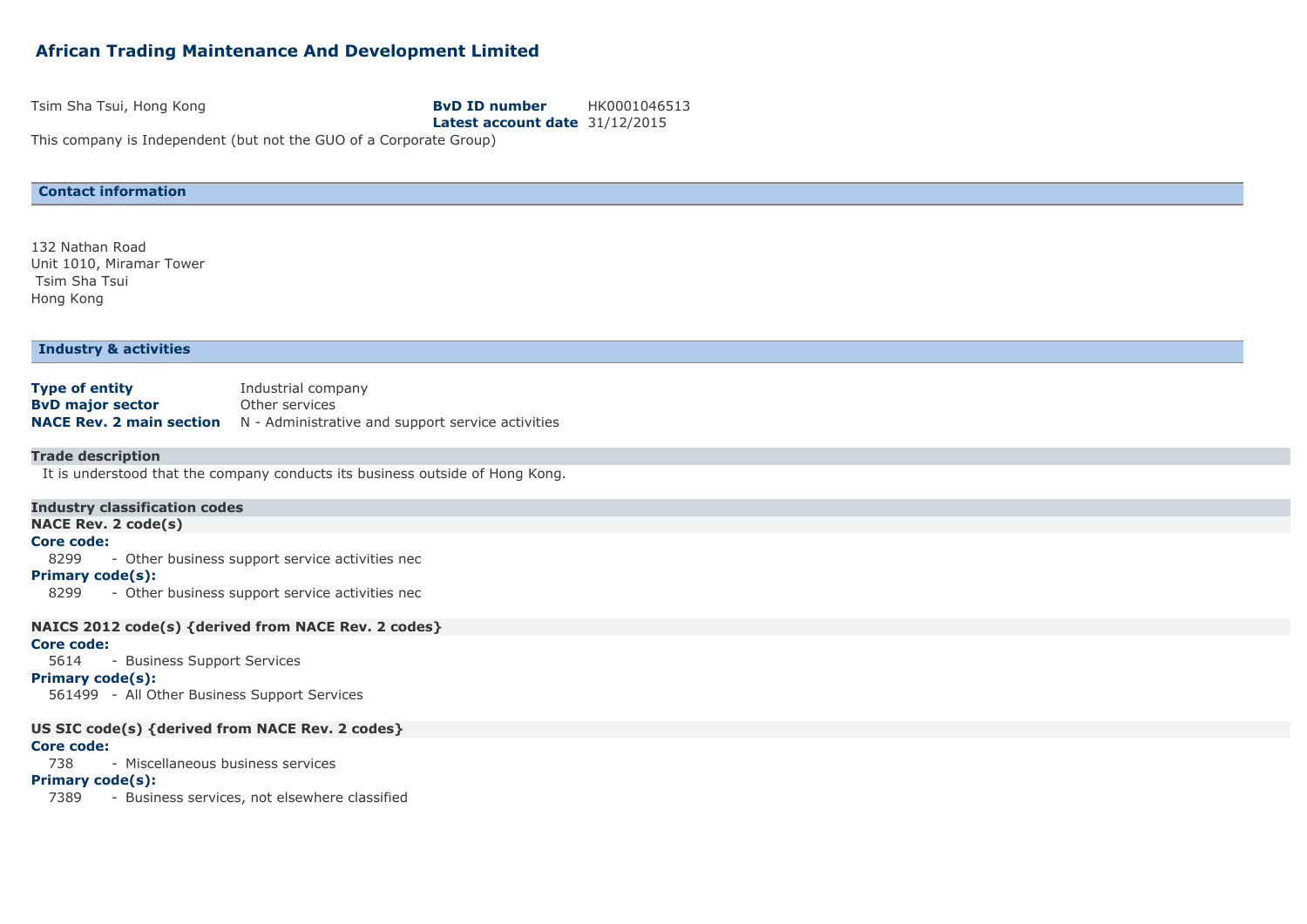# African Trading Maintenance And Development Limited

Tsim Sha Tsui, Hong Kong

**BvD ID number** HK0001046513
**Latest account date** 31/12/2015

This company is Independent (but not the GUO of a Corporate Group)

## Contact information

132 Nathan Road
Unit 1010, Miramar Tower
Tsim Sha Tsui
Hong Kong

## Industry & activities

| | |
|---|---|
| **Type of entity** | Industrial company |
| **BvD major sector** | Other services |
| **NACE Rev. 2 main section** | N - Administrative and support service activities |

### Trade description

It is understood that the company conducts its business outside of Hong Kong.

### Industry classification codes

**NACE Rev. 2 code(s)**

**Core code:**

8299 - Other business support service activities nec

**Primary code(s):**

8299 - Other business support service activities nec

**NAICS 2012 code(s) {derived from NACE Rev. 2 codes}**

**Core code:**

5614 - Business Support Services

**Primary code(s):**

561499 - All Other Business Support Services

**US SIC code(s) {derived from NACE Rev. 2 codes}**

**Core code:**

738 - Miscellaneous business services

**Primary code(s):**

7389 - Business services, not elsewhere classified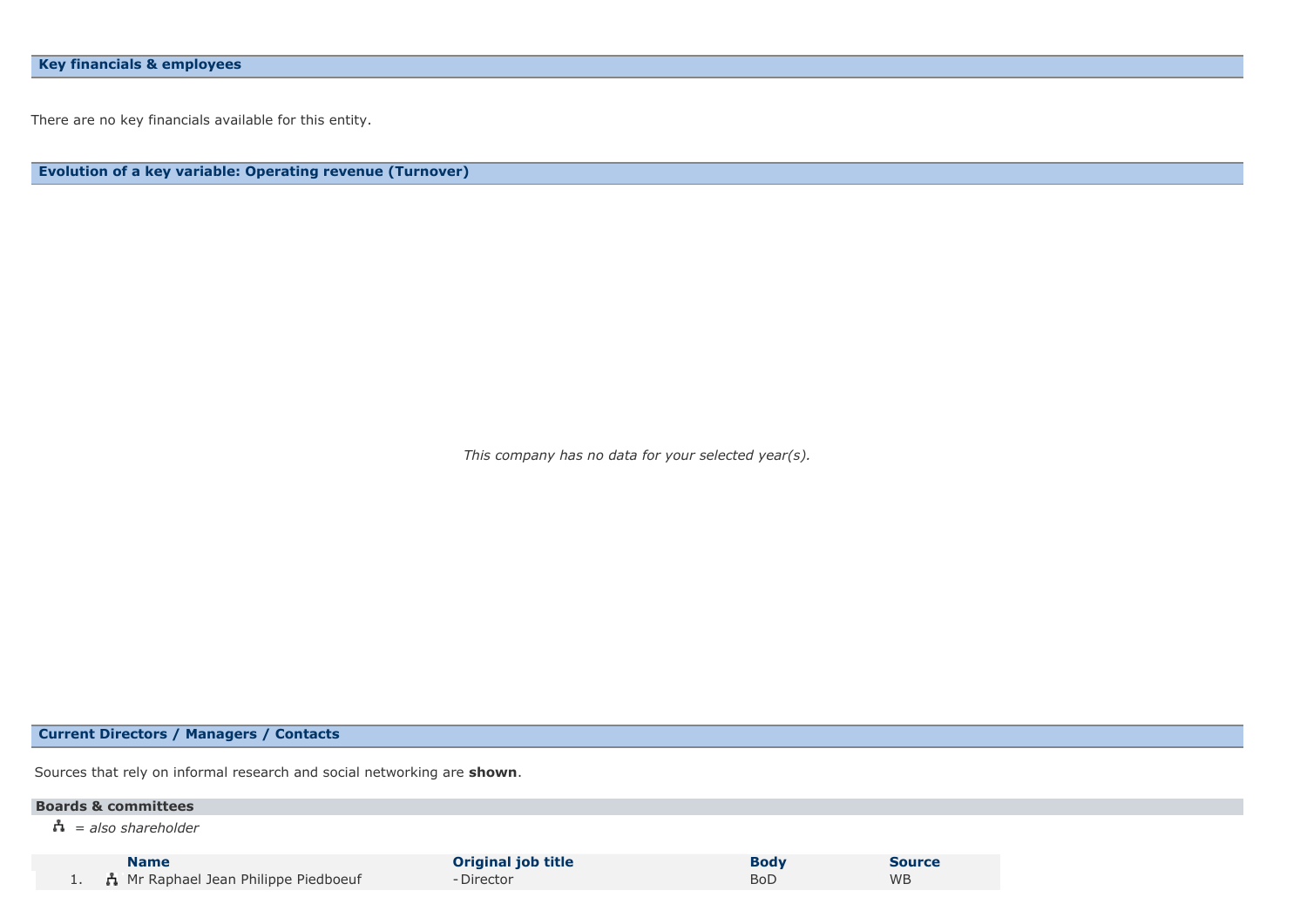## Key financials & employees

There are no key financials available for this entity.

## Evolution of a key variable: Operating revenue (Turnover)

*This company has no data for your selected year(s).*

## Current Directors / Managers / Contacts

Sources that rely on informal research and social networking are **shown**.

### Boards & committees

♙ = *also shareholder*

| | Name | Original job title | Body | Source |
|---|---|---|---|---|
| 1. | ♙ Mr Raphael Jean Philippe Piedboeuf | - Director | BoD | WB |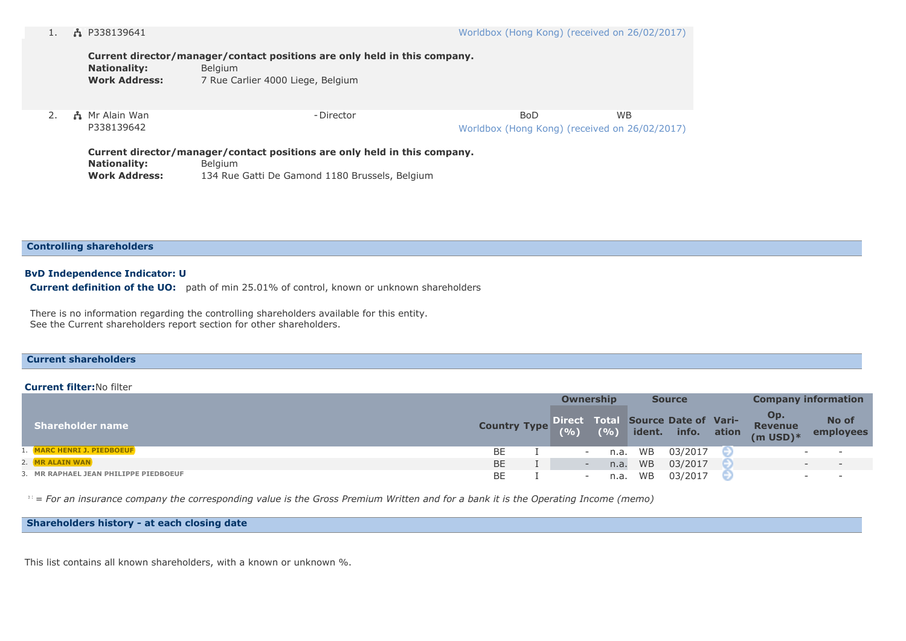1. P338139641 — Worldbox (Hong Kong) (received on 26/02/2017)

   **Current director/manager/contact positions are only held in this company.**
   **Nationality:** Belgium
   **Work Address:** 7 Rue Carlier 4000 Liege, Belgium

2. Mr Alain Wan — Director — BoD — WB
   P338139642 — Worldbox (Hong Kong) (received on 26/02/2017)

   **Current director/manager/contact positions are only held in this company.**
   **Nationality:** Belgium
   **Work Address:** 134 Rue Gatti De Gamond 1180 Brussels, Belgium

## Controlling shareholders

**BvD Independence Indicator: U**

**Current definition of the UO:** path of min 25.01% of control, known or unknown shareholders

There is no information regarding the controlling shareholders available for this entity.
See the Current shareholders report section for other shareholders.

## Current shareholders

**Current filter:** No filter

| | | | Ownership | | Source | | | Company information | |
|---|---|---|---|---|---|---|---|---|---|
| Shareholder name | Country | Type | Direct (%) | Total (%) | Source ident. | Date of info. | Variation | Op. Revenue (m USD)* | No of employees |
| 1. MARC HENRI J. PIEDBOEUF | BE | I | - | n.a. | WB | 03/2017 | | - | - |
| 2. MR ALAIN WAN | BE | I | - | n.a. | WB | 03/2017 | | - | - |
| 3. MR RAPHAEL JEAN PHILIPPE PIEDBOEUF | BE | I | - | n.a. | WB | 03/2017 | | - | - |

*\* = For an insurance company the corresponding value is the Gross Premium Written and for a bank it is the Operating Income (memo)*

## Shareholders history - at each closing date

This list contains all known shareholders, with a known or unknown %.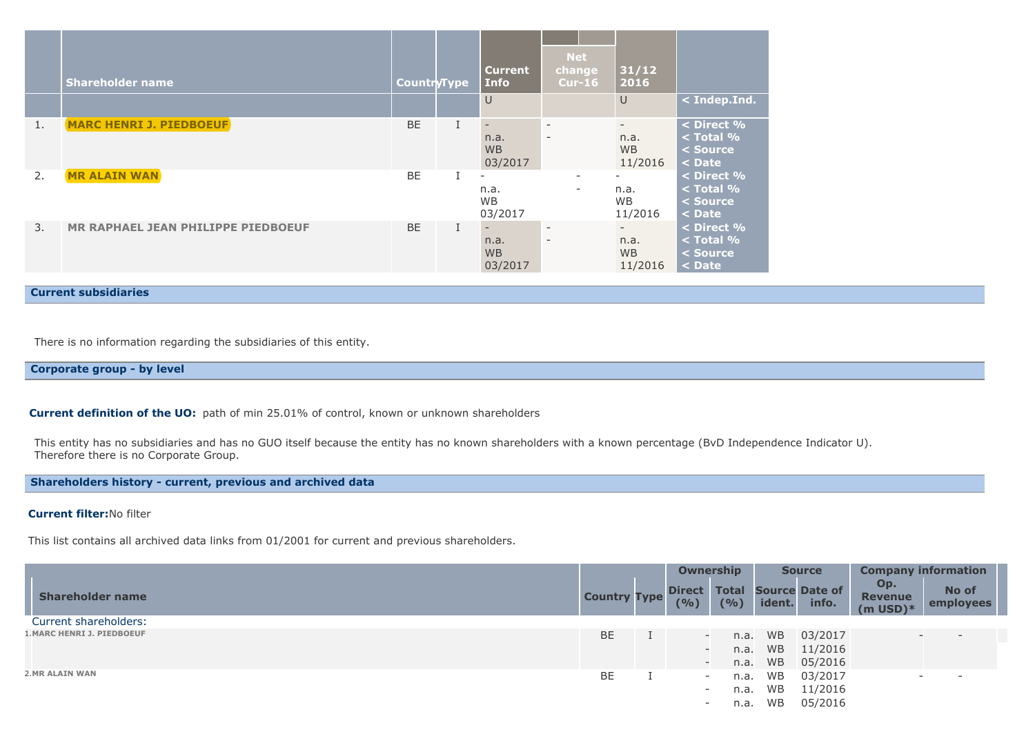| | Shareholder name | Country | Type | Current Info | Net change Cur-16 | 31/12 2016 | |
|---|---|---|---|---|---|---|---|
| | | | | U | | U | < Indep.Ind. |
| 1. | **MARC HENRI J. PIEDBOEUF** | BE | I | -<br>n.a.<br>WB<br>03/2017 | -<br>- | -<br>n.a.<br>WB<br>11/2016 | < Direct %<br>< Total %<br>< Source<br>< Date |
| 2. | **MR ALAIN WAN** | BE | I | -<br>n.a.<br>WB<br>03/2017 | -<br>- | -<br>n.a.<br>WB<br>11/2016 | < Direct %<br>< Total %<br>< Source<br>< Date |
| 3. | MR RAPHAEL JEAN PHILIPPE PIEDBOEUF | BE | I | -<br>n.a.<br>WB<br>03/2017 | -<br>- | -<br>n.a.<br>WB<br>11/2016 | < Direct %<br>< Total %<br>< Source<br>< Date |

## Current subsidiaries

There is no information regarding the subsidiaries of this entity.

## Corporate group - by level

**Current definition of the UO:** path of min 25.01% of control, known or unknown shareholders

This entity has no subsidiaries and has no GUO itself because the entity has no known shareholders with a known percentage (BvD Independence Indicator U).
Therefore there is no Corporate Group.

## Shareholders history - current, previous and archived data

**Current filter:** No filter

This list contains all archived data links from 01/2001 for current and previous shareholders.

| Shareholder name | Country | Type | Ownership | | Source | | Company information | |
|---|---|---|---|---|---|---|---|---|
| | | | Direct (%) | Total (%) | Source ident. | Date of info. | Op. Revenue (m USD)* | No of employees |
| Current shareholders: | | | | | | | | |
| 1.MARC HENRI J. PIEDBOEUF | BE | I | - | n.a. | WB | 03/2017 | - | - |
| | | | - | n.a. | WB | 11/2016 | | |
| | | | - | n.a. | WB | 05/2016 | | |
| 2.MR ALAIN WAN | BE | I | - | n.a. | WB | 03/2017 | - | - |
| | | | - | n.a. | WB | 11/2016 | | |
| | | | - | n.a. | WB | 05/2016 | | |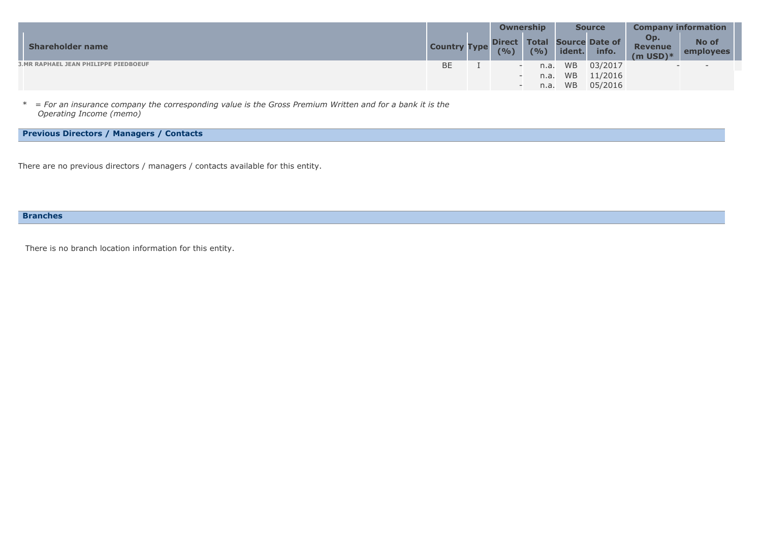| Shareholder name | Country | Type | Ownership | | Source | | Company information | |
|---|---|---|---|---|---|---|---|---|
| | | | Direct (%) | Total (%) | Source ident. | Date of info. | Op. Revenue (m USD)* | No of employees |
| 3.MR RAPHAEL JEAN PHILIPPE PIEDBOEUF | BE | I | - | n.a. | WB | 03/2017 | - | - |
| | | | - | n.a. | WB | 11/2016 | | |
| | | | - | n.a. | WB | 05/2016 | | |

*\* = For an insurance company the corresponding value is the Gross Premium Written and for a bank it is the Operating Income (memo)*

## Previous Directors / Managers / Contacts

There are no previous directors / managers / contacts available for this entity.

## Branches

There is no branch location information for this entity.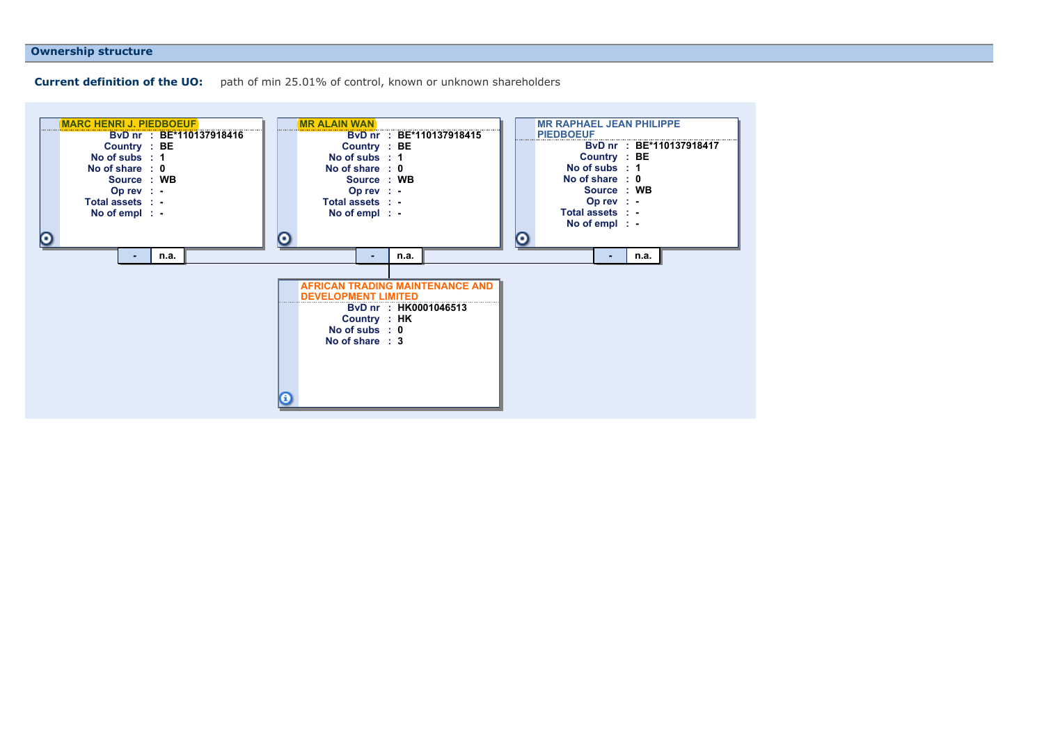## Ownership structure

**Current definition of the UO:** path of min 25.01% of control, known or unknown shareholders

**MARC HENRI J. PIEDBOEUF**

- **BvD nr** : BE*110137918416
- **Country** : BE
- **No of subs** : 1
- **No of share** : 0
- **Source** : WB
- **Op rev** : -
- **Total assets** : -
- **No of empl** : -

- | n.a.

**MR ALAIN WAN**

- **BvD nr** : BE*110137918415
- **Country** : BE
- **No of subs** : 1
- **No of share** : 0
- **Source** : WB
- **Op rev** : -
- **Total assets** : -
- **No of empl** : -

- | n.a.

**MR RAPHAEL JEAN PHILIPPE PIEDBOEUF**

- **BvD nr** : BE*110137918417
- **Country** : BE
- **No of subs** : 1
- **No of share** : 0
- **Source** : WB
- **Op rev** : -
- **Total assets** : -
- **No of empl** : -

- | n.a.

**AFRICAN TRADING MAINTENANCE AND DEVELOPMENT LIMITED**

- **BvD nr** : HK0001046513
- **Country** : HK
- **No of subs** : 0
- **No of share** : 3